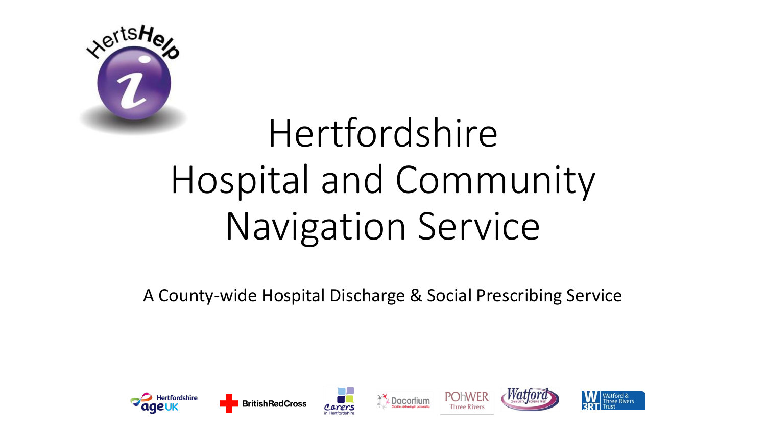# Hertfordshire Hospital and Community Navigation Service

A County-wide Hospital Discharge & Social Prescribing Service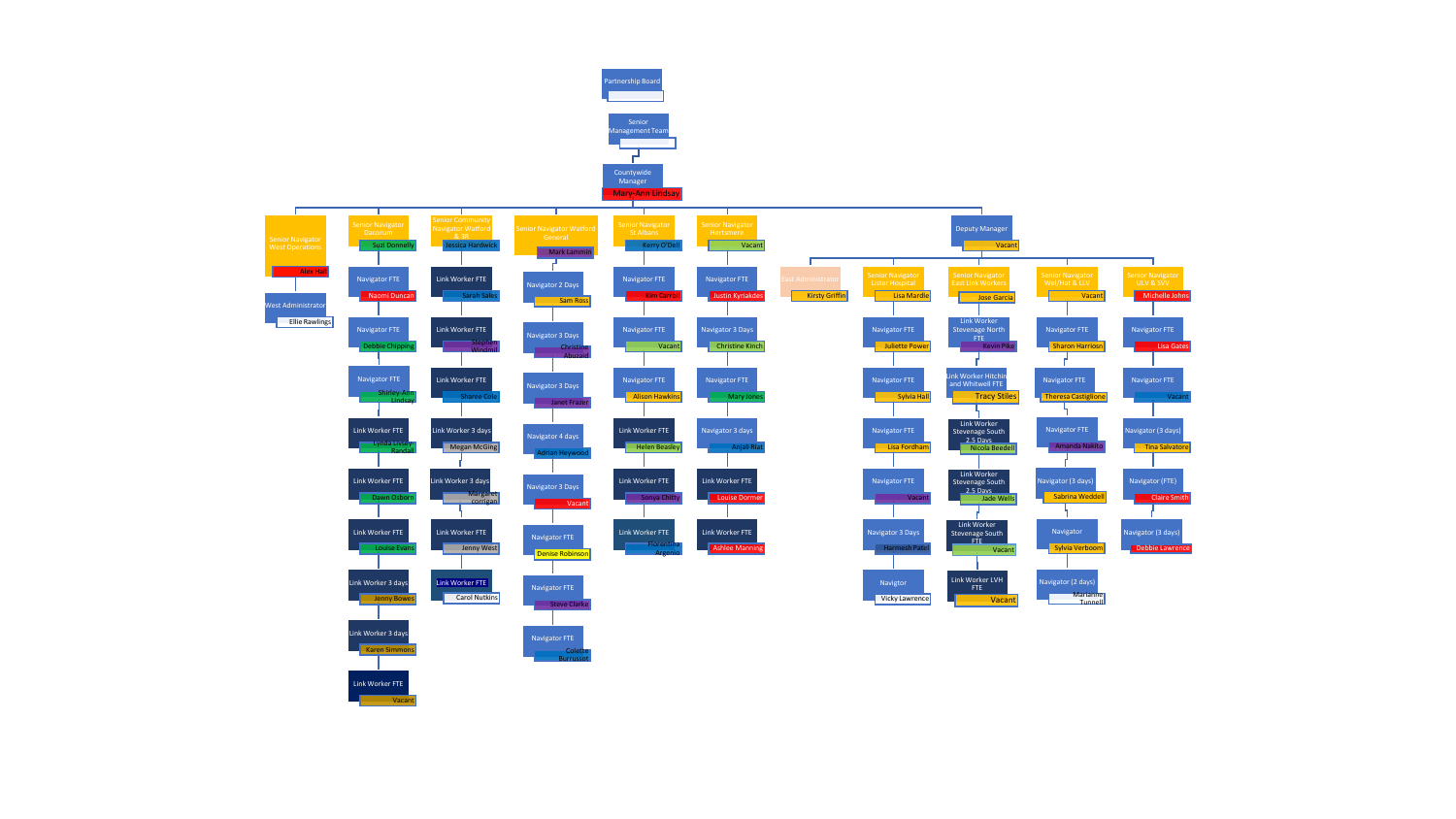- Partnership Board
  - Senior Management Team
    - Countywide Manager — Mary-Ann Lindsay
      - Senior Navigator West Operations — Alex Hall
        - West Administrator — Ellie Rawlings
      - Senior Navigator Dacorum — Suzi Donnelly
        - Navigator FTE — Naomi Duncan
        - Navigator FTE — Debbie Chipping
        - Navigator FTE — Shirley-Ann Lindsay
        - Link Worker FTE — Lynda Lesley Randall
        - Link Worker FTE — Dawn Osborn
        - Link Worker FTE — Louise Evans
        - Link Worker 3 days — Jenny Bowes
        - Link Worker 3 days — Karen Simmons
        - Link Worker FTE — Vacant
      - Senior Community Navigator Watford & 3R — Jessica Hardwick
        - Link Worker FTE — Sarah Sales
        - Link Worker FTE — Stephen Windmill
        - Link Worker FTE — Sharee Cole
        - Link Worker 3 days — Megan McGing
        - Link Worker 3 days — Margaret corrigan
        - Link Worker FTE — Jenny West
        - Link Worker FTE — Carol Nutkins
      - Senior Navigator Watford General — Mark Lammin
        - Navigator 2 Days — Sam Ross
        - Navigator 3 Days — Christine Abuzaid
        - Navigator 3 Days — Janet Frazer
        - Navigator 4 days — Adrian Heywood
        - Navigator 3 Days — Vacant
        - Navigator FTE — Denise Robinson
        - Navigator FTE — Steve Clarke
        - Navigator FTE — Colette Burrussat
      - Senior Navigator St Albans — Kerry O'Dell
        - Navigator FTE — Kim Carroll
        - Navigator FTE — Vacant
        - Navigator FTE — Alison Hawkins
        - Link Worker FTE — Helen Beasley
        - Link Worker FTE — Sonya Chitty
        - Link Worker FTE — Florentina Argenio
      - Senior Navigator Hertsmere — Vacant
        - Navigator FTE — Justin Kyriakdes
        - Navigator 3 Days — Christine Kinch
        - Navigator FTE — Mary Jones
        - Navigator 3 days — Anjali Riat
        - Link Worker FTE — Louise Dormer
        - Link Worker FTE — Ashlee Manning
      - Deputy Manager — Vacant
        - East Administrator — Kirsty Griffin
        - Senior Navigator Lister Hospital — Lisa Mardle
          - Navigator FTE — Juliette Power
          - Navigator FTE — Sylvia Hall
          - Navigator FTE — Lisa Fordham
          - Navigator FTE — Vacant
          - Navigator 3 Days — Harmesh Patel
          - Navigator — Vicky Lawrence
        - Senior Navigator East Link Workers — Jose Garcia
          - Link Worker Stevenage North FTE — Kevin Pike
          - Link Worker Hitchin and Whitwell FTE — Tracy Stiles
          - Link Worker Stevenage South 2.5 Days — Nicola Beedell
          - Link Worker Stevenage South 2.5 Days — Jade Wells
          - Link Worker Stevenage South FTE — Vacant
          - Link Worker LVH FTE — Vacant
        - Senior Navigator Wel/Hat & LLV — Vacant
          - Navigator FTE — Sharon Harrison
          - Navigator FTE — Theresa Castiglione
          - Navigator FTE — Amanda Nakito
          - Navigator (3 days) — Sabrina Weddell
          - Navigator — Sylvia Verboom
          - Navigator (2 days) — Marianne Tunnell
        - Senior Navigator ULV & SVV — Michelle Johns
          - Navigator FTE — Lisa Gates
          - Navigator FTE — Vacant
          - Navigator (3 days) — Tina Salvatore
          - Navigator (FTE) — Claire Smith
          - Navigator (3 days) — Debbie Lawrence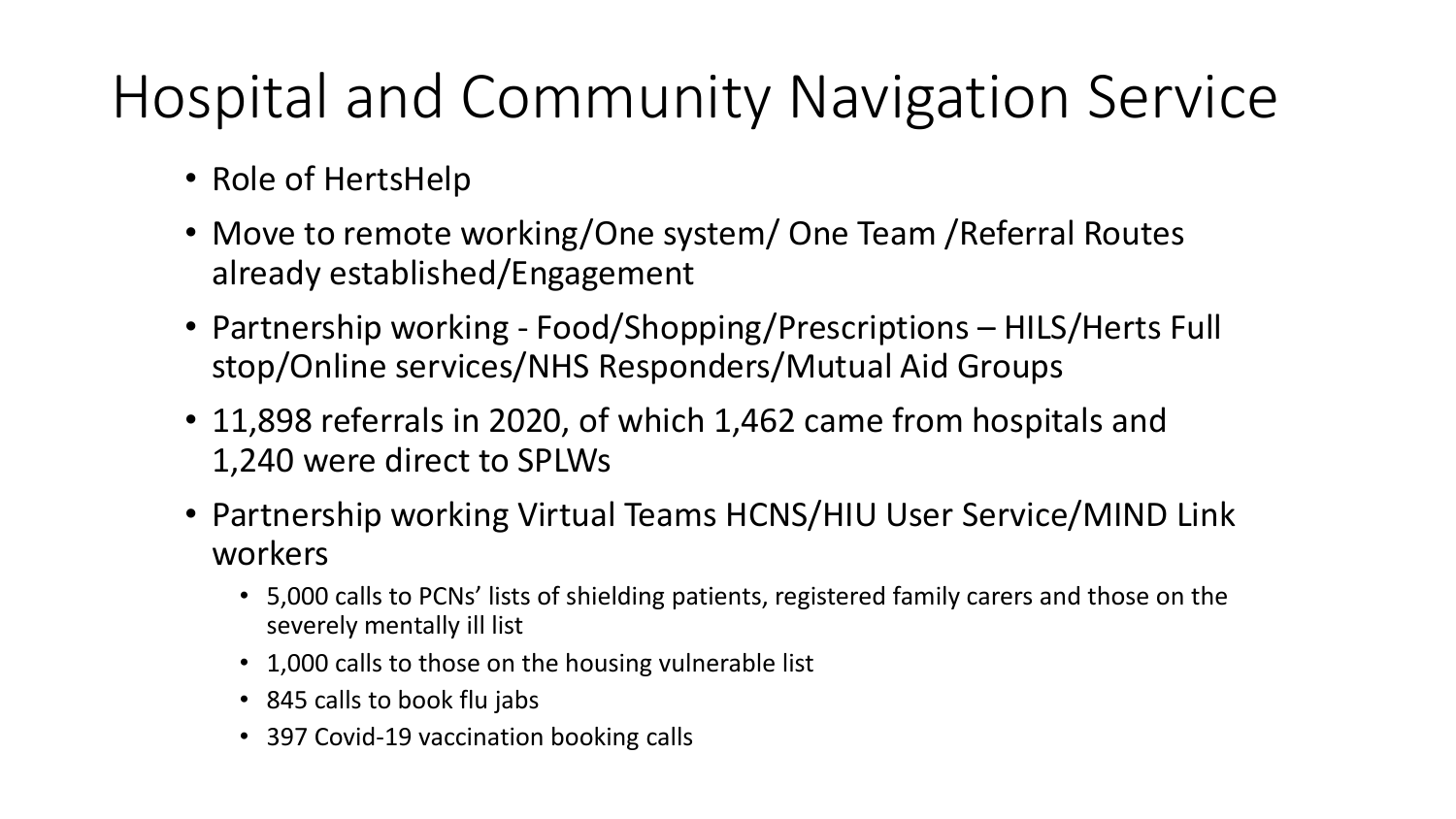# Hospital and Community Navigation Service

- Role of HertsHelp
- Move to remote working/One system/ One Team /Referral Routes already established/Engagement
- Partnership working - Food/Shopping/Prescriptions – HILS/Herts Full stop/Online services/NHS Responders/Mutual Aid Groups
- 11,898 referrals in 2020, of which 1,462 came from hospitals and 1,240 were direct to SPLWs
- Partnership working Virtual Teams HCNS/HIU User Service/MIND Link workers
  - 5,000 calls to PCNs' lists of shielding patients, registered family carers and those on the severely mentally ill list
  - 1,000 calls to those on the housing vulnerable list
  - 845 calls to book flu jabs
  - 397 Covid-19 vaccination booking calls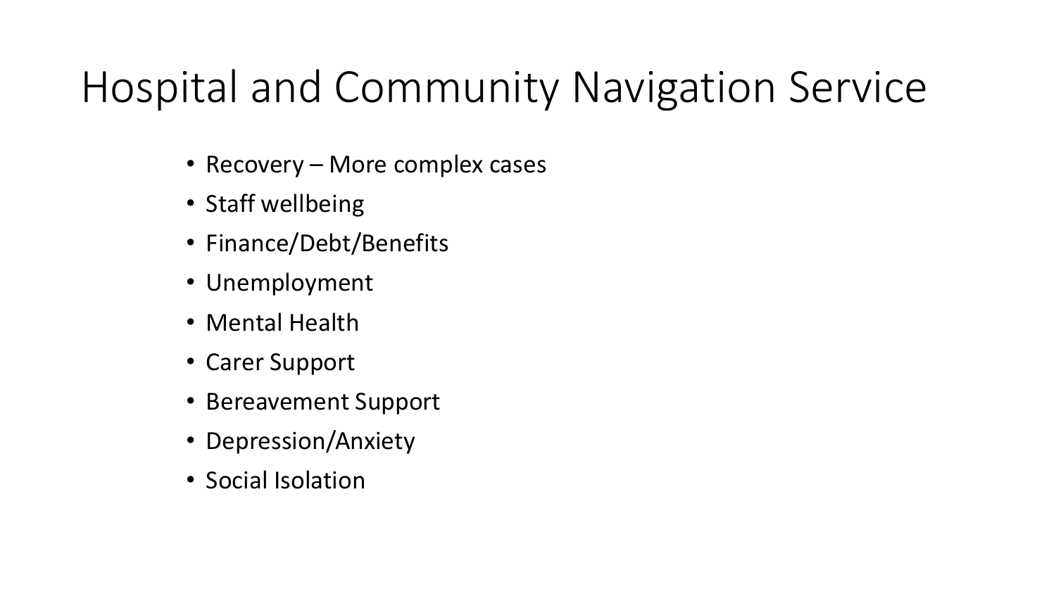# Hospital and Community Navigation Service

- Recovery – More complex cases
- Staff wellbeing
- Finance/Debt/Benefits
- Unemployment
- Mental Health
- Carer Support
- Bereavement Support
- Depression/Anxiety
- Social Isolation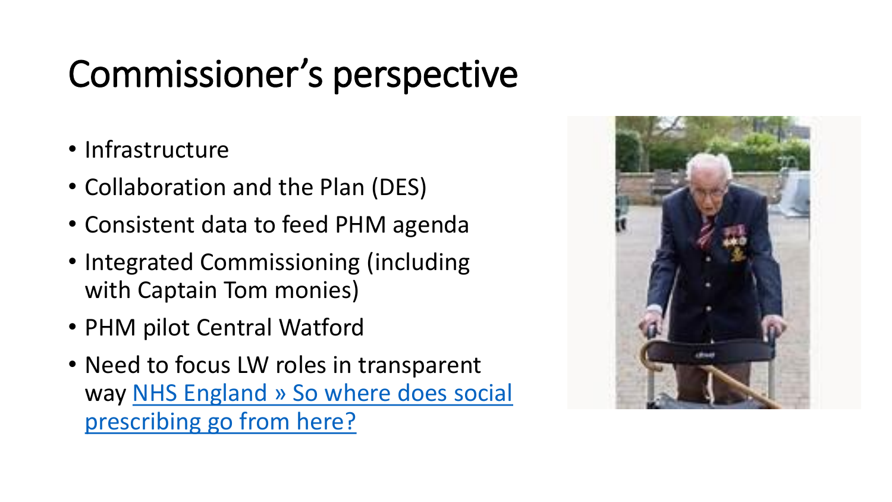# Commissioner's perspective

- Infrastructure
- Collaboration and the Plan (DES)
- Consistent data to feed PHM agenda
- Integrated Commissioning (including with Captain Tom monies)
- PHM pilot Central Watford
- Need to focus LW roles in transparent way [NHS England » So where does social prescribing go from here?]